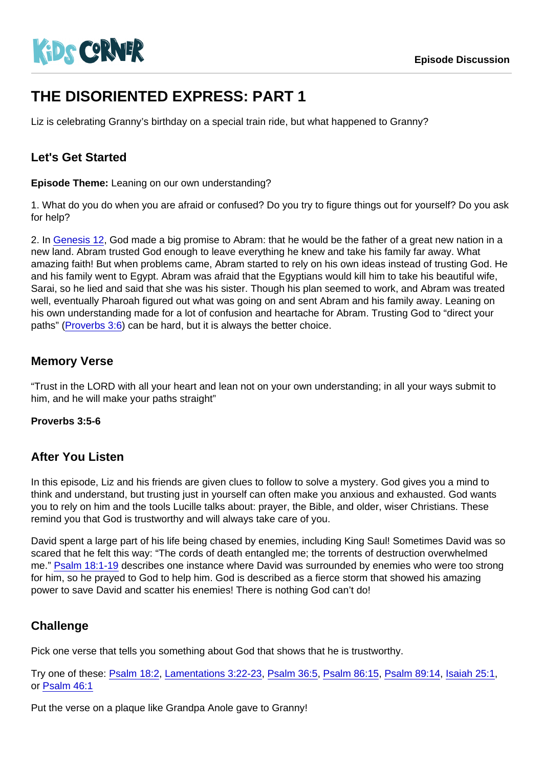# THE DISORIENTED EXPRESS: PART 1

Liz is celebrating Granny's birthday on a special train ride, but what happened to Granny?

## Let's Get Started

**Episode Theme:** Leaning on our own understanding?

1. What do you do when you are afraid or confused? Do you try to figure things out for yourself? Do you ask for help?

2. In Genesis 12, God made a big promise to Abram: that he would be the father of a great new nation in a new land. Abram trusted God enough to leave everything he knew and take his family far away. What amazing faith! But when problems came, Abram started to rely on his own ideas instead of trusting God. He and his family went to Egypt. Abram was afraid that the Egyptians would kill him to take his beautiful wife, Sarai, so he lied and said that she was his sister. Though his plan seemed to work, and Abram was treated well, eventually Pharoah figured out what was going on and sent Abram and his family away. Leaning on his own understanding made for a lot of confusion and heartache for Abram. Trusting God to "direct your paths" (Proverbs 3:6) can be hard, but it is always the better choice.

## Memory Verse

"Trust in the LORD with all your heart and lean not on your own understanding; in all your ways submit to him, and he will make your paths straight"

**Proverbs 3:5-6**

## After You Listen

In this episode, Liz and his friends are given clues to follow to solve a mystery. God gives you a mind to think and understand, but trusting just in yourself can often make you anxious and exhausted. God wants you to rely on him and the tools Lucille talks about: prayer, the Bible, and older, wiser Christians. These remind you that God is trustworthy and will always take care of you.

David spent a large part of his life being chased by enemies, including King Saul! Sometimes David was so scared that he felt this way: "The cords of death entangled me; the torrents of destruction overwhelmed me." Psalm 18:1-19 describes one instance where David was surrounded by enemies who were too strong for him, so he prayed to God to help him. God is described as a fierce storm that showed his amazing power to save David and scatter his enemies! There is nothing God can't do!

## Challenge

Pick one verse that tells you something about God that shows that he is trustworthy.

Try one of these: Psalm 18:2, Lamentations 3:22-23, Psalm 36:5, Psalm 86:15, Psalm 89:14, Isaiah 25:1, or Psalm 46:1

Put the verse on a plaque like Grandpa Anole gave to Granny!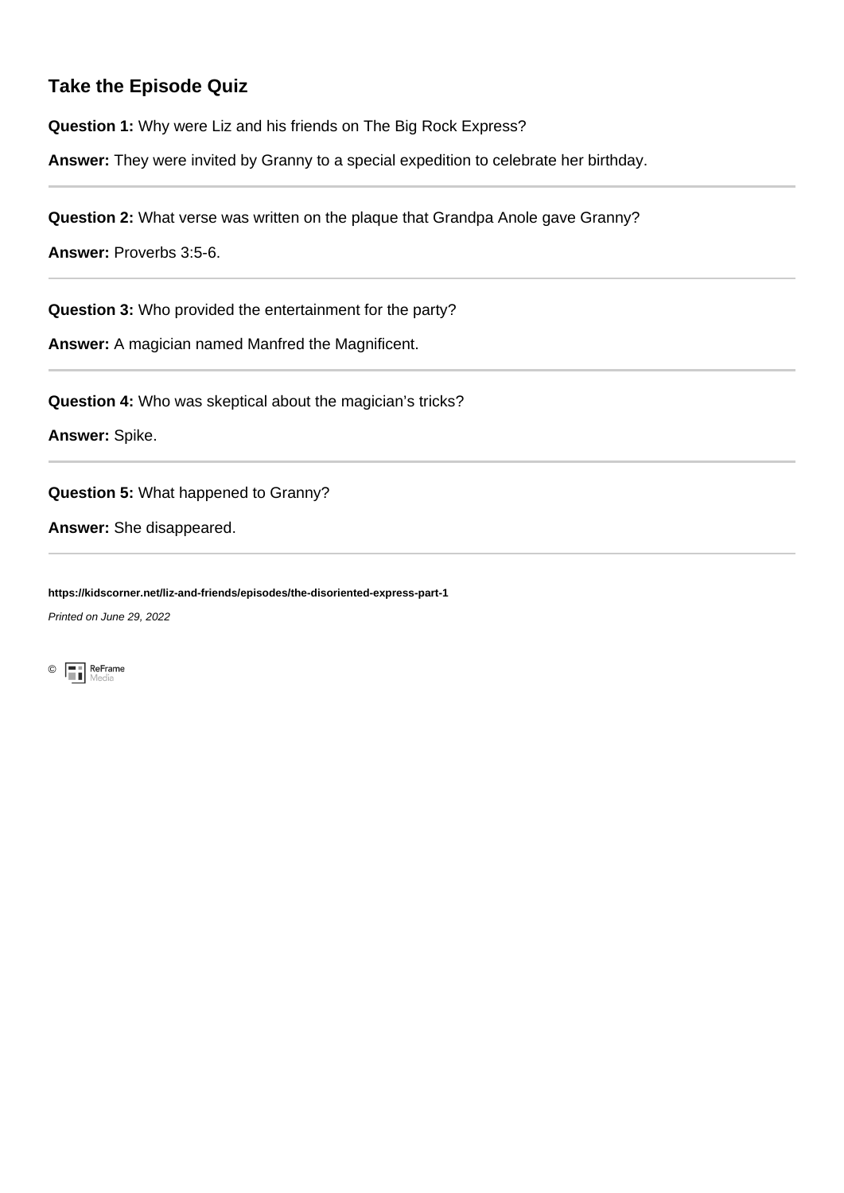## Take the Episode Quiz

**Question 1:** Why were Liz and his friends on The Big Rock Express?

**Answer:** They were invited by Granny to a special expedition to celebrate her birthday.

---

**Question 2:** What verse was written on the plaque that Grandpa Anole gave Granny?

**Answer:** Proverbs 3:5-6.

---

**Question 3:** Who provided the entertainment for the party?

**Answer:** A magician named Manfred the Magnificent.

---

**Question 4:** Who was skeptical about the magician's tricks?

**Answer:** Spike.

---

**Question 5:** What happened to Granny?

**Answer:** She disappeared.

---

**https://kidscorner.net/liz-and-friends/episodes/the-disoriented-express-part-1**

*Printed on June 29, 2022*

© ReFrame Media